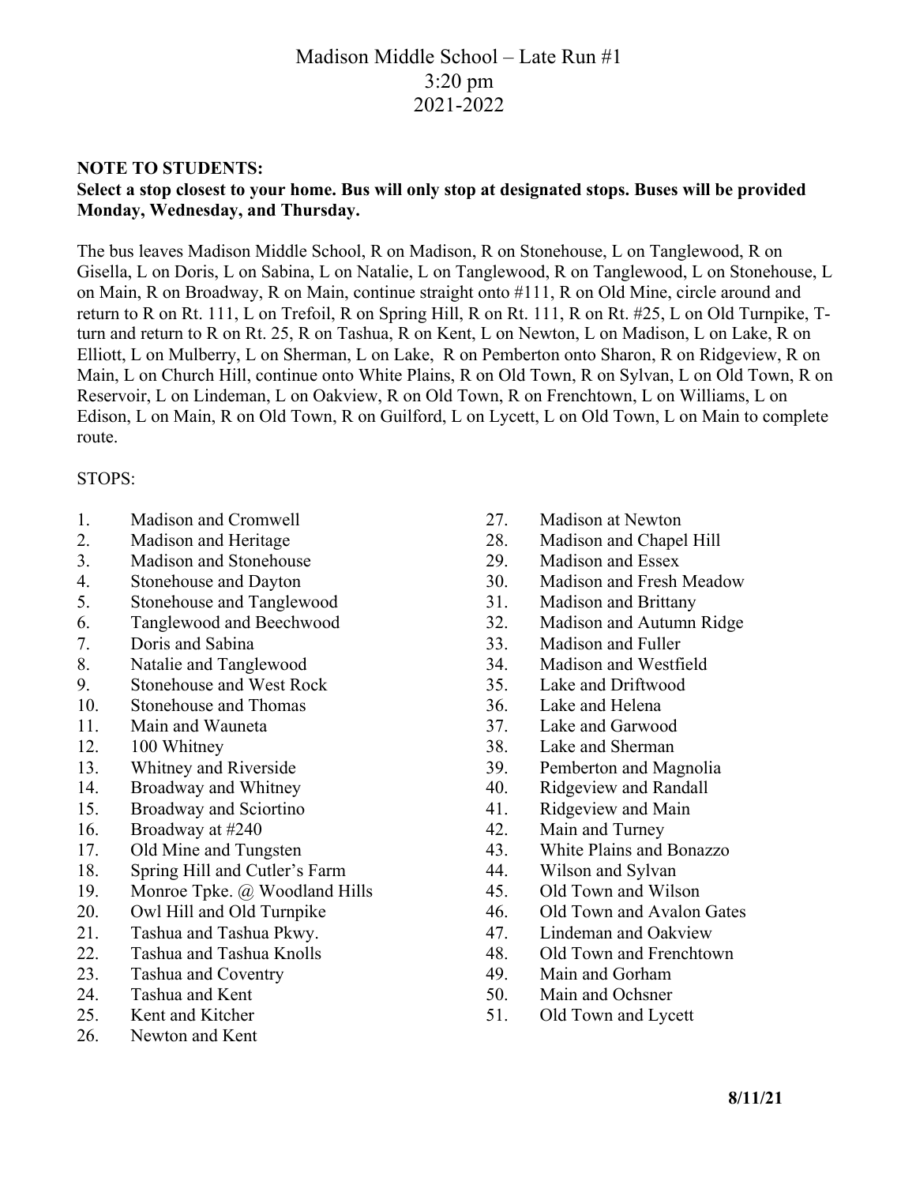# Madison Middle School – Late Run #1
# 3:20 pm
# 2021-2022

**NOTE TO STUDENTS:**
**Select a stop closest to your home. Bus will only stop at designated stops. Buses will be provided Monday, Wednesday, and Thursday.**

The bus leaves Madison Middle School, R on Madison, R on Stonehouse, L on Tanglewood, R on Gisella, L on Doris, L on Sabina, L on Natalie, L on Tanglewood, R on Tanglewood, L on Stonehouse, L on Main, R on Broadway, R on Main, continue straight onto #111, R on Old Mine, circle around and return to R on Rt. 111, L on Trefoil, R on Spring Hill, R on Rt. 111, R on Rt. #25, L on Old Turnpike, T-turn and return to R on Rt. 25, R on Tashua, R on Kent, L on Newton, L on Madison, L on Lake, R on Elliott, L on Mulberry, L on Sherman, L on Lake, R on Pemberton onto Sharon, R on Ridgeview, R on Main, L on Church Hill, continue onto White Plains, R on Old Town, R on Sylvan, L on Old Town, R on Reservoir, L on Lindeman, L on Oakview, R on Old Town, R on Frenchtown, L on Williams, L on Edison, L on Main, R on Old Town, R on Guilford, L on Lycett, L on Old Town, L on Main to complete route.

STOPS:

1. Madison and Cromwell
2. Madison and Heritage
3. Madison and Stonehouse
4. Stonehouse and Dayton
5. Stonehouse and Tanglewood
6. Tanglewood and Beechwood
7. Doris and Sabina
8. Natalie and Tanglewood
9. Stonehouse and West Rock
10. Stonehouse and Thomas
11. Main and Wauneta
12. 100 Whitney
13. Whitney and Riverside
14. Broadway and Whitney
15. Broadway and Sciortino
16. Broadway at #240
17. Old Mine and Tungsten
18. Spring Hill and Cutler's Farm
19. Monroe Tpke. @ Woodland Hills
20. Owl Hill and Old Turnpike
21. Tashua and Tashua Pkwy.
22. Tashua and Tashua Knolls
23. Tashua and Coventry
24. Tashua and Kent
25. Kent and Kitcher
26. Newton and Kent
27. Madison at Newton
28. Madison and Chapel Hill
29. Madison and Essex
30. Madison and Fresh Meadow
31. Madison and Brittany
32. Madison and Autumn Ridge
33. Madison and Fuller
34. Madison and Westfield
35. Lake and Driftwood
36. Lake and Helena
37. Lake and Garwood
38. Lake and Sherman
39. Pemberton and Magnolia
40. Ridgeview and Randall
41. Ridgeview and Main
42. Main and Turney
43. White Plains and Bonazzo
44. Wilson and Sylvan
45. Old Town and Wilson
46. Old Town and Avalon Gates
47. Lindeman and Oakview
48. Old Town and Frenchtown
49. Main and Gorham
50. Main and Ochsner
51. Old Town and Lycett

**8/11/21**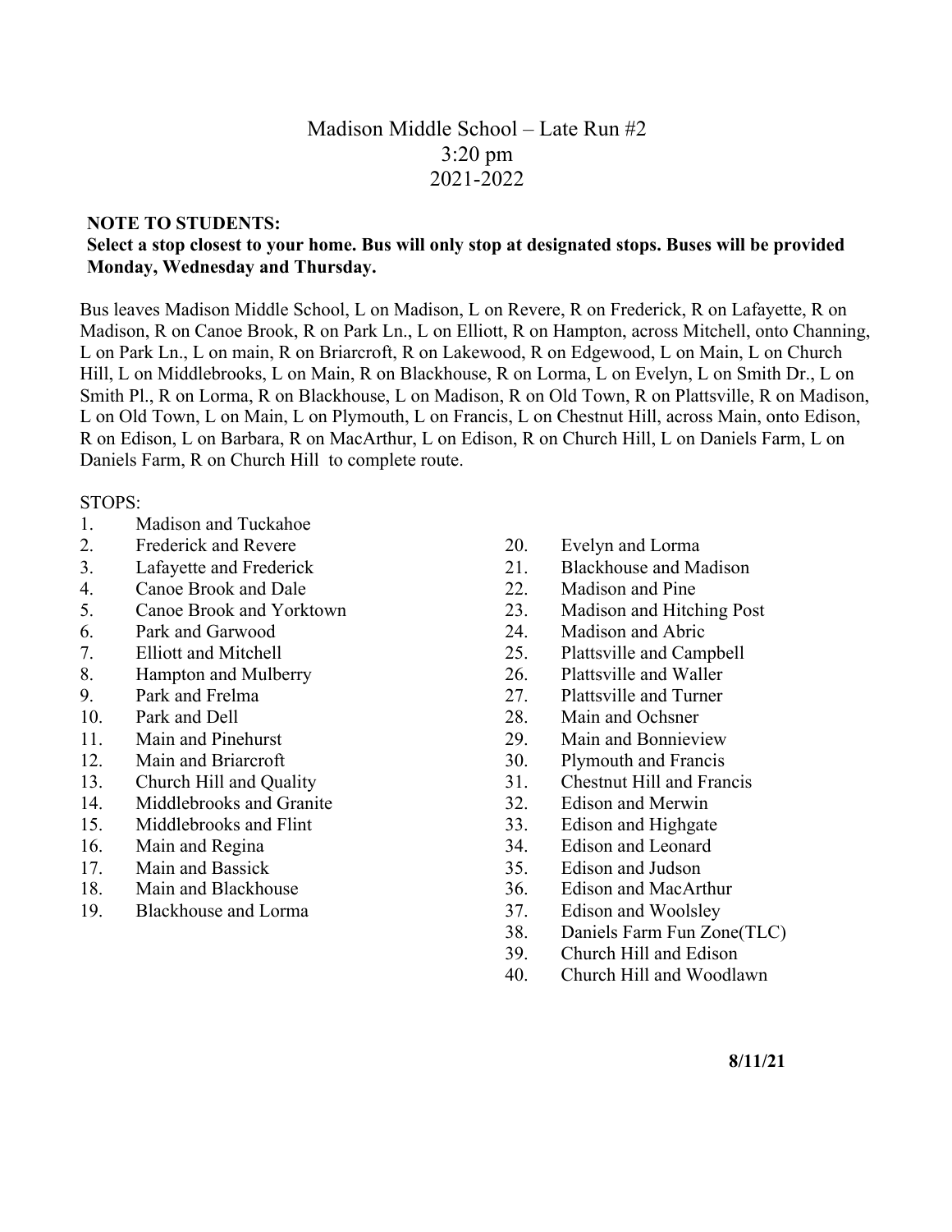# Madison Middle School – Late Run #2
# 3:20 pm
# 2021-2022

**NOTE TO STUDENTS:**
**Select a stop closest to your home. Bus will only stop at designated stops. Buses will be provided Monday, Wednesday and Thursday.**

Bus leaves Madison Middle School, L on Madison, L on Revere, R on Frederick, R on Lafayette, R on Madison, R on Canoe Brook, R on Park Ln., L on Elliott, R on Hampton, across Mitchell, onto Channing, L on Park Ln., L on main, R on Briarcroft, R on Lakewood, R on Edgewood, L on Main, L on Church Hill, L on Middlebrooks, L on Main, R on Blackhouse, R on Lorma, L on Evelyn, L on Smith Dr., L on Smith Pl., R on Lorma, R on Blackhouse, L on Madison, R on Old Town, R on Plattsville, R on Madison, L on Old Town, L on Main, L on Plymouth, L on Francis, L on Chestnut Hill, across Main, onto Edison, R on Edison, L on Barbara, R on MacArthur, L on Edison, R on Church Hill, L on Daniels Farm, L on Daniels Farm, R on Church Hill to complete route.

STOPS:

1. Madison and Tuckahoe
2. Frederick and Revere
3. Lafayette and Frederick
4. Canoe Brook and Dale
5. Canoe Brook and Yorktown
6. Park and Garwood
7. Elliott and Mitchell
8. Hampton and Mulberry
9. Park and Frelma
10. Park and Dell
11. Main and Pinehurst
12. Main and Briarcroft
13. Church Hill and Quality
14. Middlebrooks and Granite
15. Middlebrooks and Flint
16. Main and Regina
17. Main and Bassick
18. Main and Blackhouse
19. Blackhouse and Lorma
20. Evelyn and Lorma
21. Blackhouse and Madison
22. Madison and Pine
23. Madison and Hitching Post
24. Madison and Abric
25. Plattsville and Campbell
26. Plattsville and Waller
27. Plattsville and Turner
28. Main and Ochsner
29. Main and Bonnieview
30. Plymouth and Francis
31. Chestnut Hill and Francis
32. Edison and Merwin
33. Edison and Highgate
34. Edison and Leonard
35. Edison and Judson
36. Edison and MacArthur
37. Edison and Woolsley
38. Daniels Farm Fun Zone(TLC)
39. Church Hill and Edison
40. Church Hill and Woodlawn

**8/11/21**